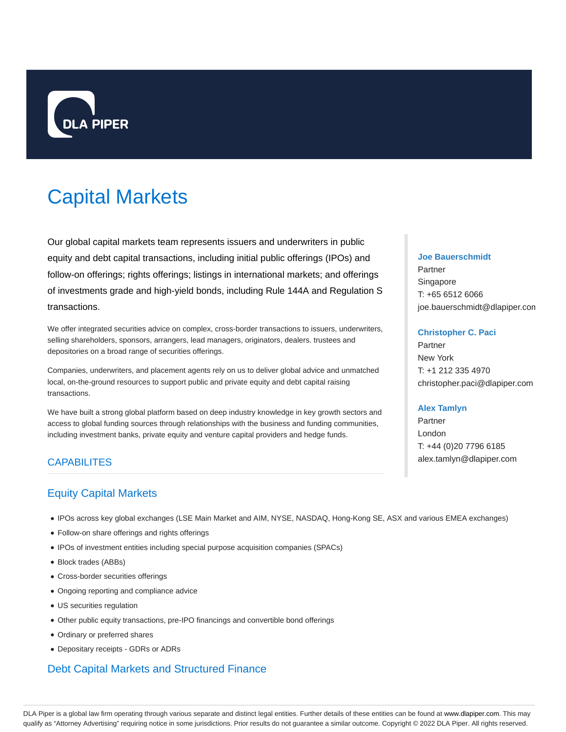DLA PIPER

# Capital Markets

Our global capital markets team represents issuers and underwriters in public equity and debt capital transactions, including initial public offerings (IPOs) and follow-on offerings; rights offerings; listings in international markets; and offerings of investments grade and high-yield bonds, including Rule 144A and Regulation S transactions.

We offer integrated securities advice on complex, cross-border transactions to issuers, underwriters, selling shareholders, sponsors, arrangers, lead managers, originators, dealers. trustees and depositories on a broad range of securities offerings.

Companies, underwriters, and placement agents rely on us to deliver global advice and unmatched local, on-the-ground resources to support public and private equity and debt capital raising transactions.

We have built a strong global platform based on deep industry knowledge in key growth sectors and access to global funding sources through relationships with the business and funding communities, including investment banks, private equity and venture capital providers and hedge funds.

**Joe Bauerschmidt**
Partner
Singapore
T: +65 6512 6066
joe.bauerschmidt@dlapiper.con

**Christopher C. Paci**
Partner
New York
T: +1 212 335 4970
christopher.paci@dlapiper.com

**Alex Tamlyn**
Partner
London
T: +44 (0)20 7796 6185
alex.tamlyn@dlapiper.com

## CAPABILITES

### Equity Capital Markets

- IPOs across key global exchanges (LSE Main Market and AIM, NYSE, NASDAQ, Hong-Kong SE, ASX and various EMEA exchanges)
- Follow-on share offerings and rights offerings
- IPOs of investment entities including special purpose acquisition companies (SPACs)
- Block trades (ABBs)
- Cross-border securities offerings
- Ongoing reporting and compliance advice
- US securities regulation
- Other public equity transactions, pre-IPO financings and convertible bond offerings
- Ordinary or preferred shares
- Depositary receipts - GDRs or ADRs

### Debt Capital Markets and Structured Finance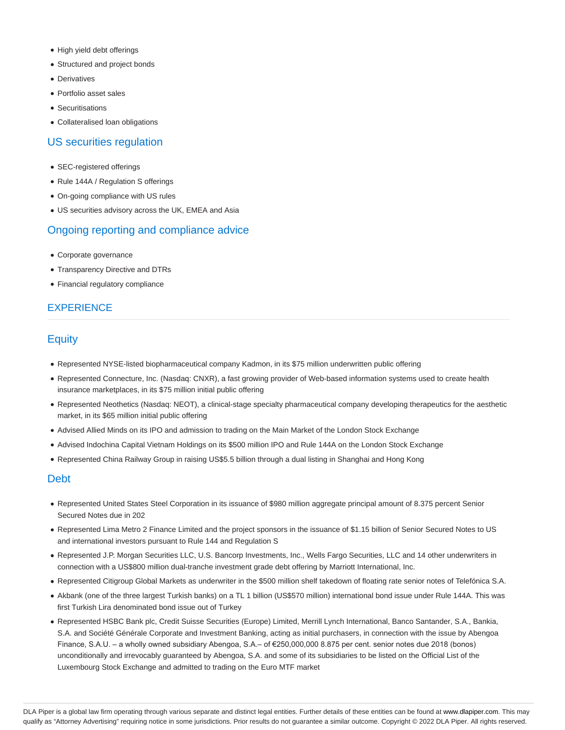- High yield debt offerings
- Structured and project bonds
- Derivatives
- Portfolio asset sales
- Securitisations
- Collateralised loan obligations

## US securities regulation

- SEC-registered offerings
- Rule 144A / Regulation S offerings
- On-going compliance with US rules
- US securities advisory across the UK, EMEA and Asia

## Ongoing reporting and compliance advice

- Corporate governance
- Transparency Directive and DTRs
- Financial regulatory compliance

## EXPERIENCE

## Equity

- Represented NYSE-listed biopharmaceutical company Kadmon, in its $75 million underwritten public offering
- Represented Connecture, Inc. (Nasdaq: CNXR), a fast growing provider of Web-based information systems used to create health insurance marketplaces, in its $75 million initial public offering
- Represented Neothetics (Nasdaq: NEOT), a clinical-stage specialty pharmaceutical company developing therapeutics for the aesthetic market, in its $65 million initial public offering
- Advised Allied Minds on its IPO and admission to trading on the Main Market of the London Stock Exchange
- Advised Indochina Capital Vietnam Holdings on its $500 million IPO and Rule 144A on the London Stock Exchange
- Represented China Railway Group in raising US$5.5 billion through a dual listing in Shanghai and Hong Kong

## Debt

- Represented United States Steel Corporation in its issuance of $980 million aggregate principal amount of 8.375 percent Senior Secured Notes due in 202
- Represented Lima Metro 2 Finance Limited and the project sponsors in the issuance of $1.15 billion of Senior Secured Notes to US and international investors pursuant to Rule 144 and Regulation S
- Represented J.P. Morgan Securities LLC, U.S. Bancorp Investments, Inc., Wells Fargo Securities, LLC and 14 other underwriters in connection with a US$800 million dual-tranche investment grade debt offering by Marriott International, Inc.
- Represented Citigroup Global Markets as underwriter in the $500 million shelf takedown of floating rate senior notes of Telefónica S.A.
- Akbank (one of the three largest Turkish banks) on a TL 1 billion (US$570 million) international bond issue under Rule 144A. This was first Turkish Lira denominated bond issue out of Turkey
- Represented HSBC Bank plc, Credit Suisse Securities (Europe) Limited, Merrill Lynch International, Banco Santander, S.A., Bankia, S.A. and Société Générale Corporate and Investment Banking, acting as initial purchasers, in connection with the issue by Abengoa Finance, S.A.U. – a wholly owned subsidiary Abengoa, S.A.– of €250,000,000 8.875 per cent. senior notes due 2018 (bonos) unconditionally and irrevocably guaranteed by Abengoa, S.A. and some of its subsidiaries to be listed on the Official List of the Luxembourg Stock Exchange and admitted to trading on the Euro MTF market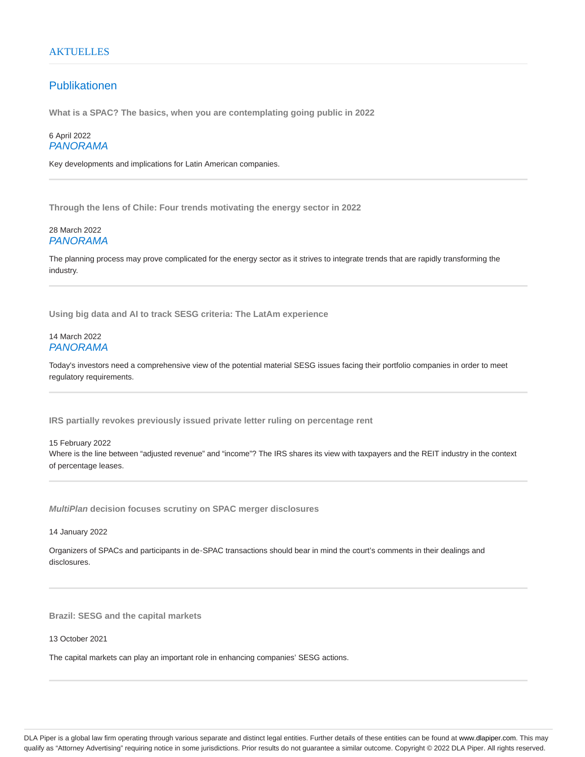## AKTUELLES

### Publikationen

**What is a SPAC? The basics, when you are contemplating going public in 2022**

6 April 2022
*PANORAMA*

Key developments and implications for Latin American companies.

---

**Through the lens of Chile: Four trends motivating the energy sector in 2022**

28 March 2022
*PANORAMA*

The planning process may prove complicated for the energy sector as it strives to integrate trends that are rapidly transforming the industry.

---

**Using big data and AI to track SESG criteria: The LatAm experience**

14 March 2022
*PANORAMA*

Today's investors need a comprehensive view of the potential material SESG issues facing their portfolio companies in order to meet regulatory requirements.

---

**IRS partially revokes previously issued private letter ruling on percentage rent**

15 February 2022
Where is the line between "adjusted revenue" and "income"? The IRS shares its view with taxpayers and the REIT industry in the context of percentage leases.

---

***MultiPlan* decision focuses scrutiny on SPAC merger disclosures**

14 January 2022

Organizers of SPACs and participants in de-SPAC transactions should bear in mind the court's comments in their dealings and disclosures.

---

**Brazil: SESG and the capital markets**

13 October 2021

The capital markets can play an important role in enhancing companies' SESG actions.

---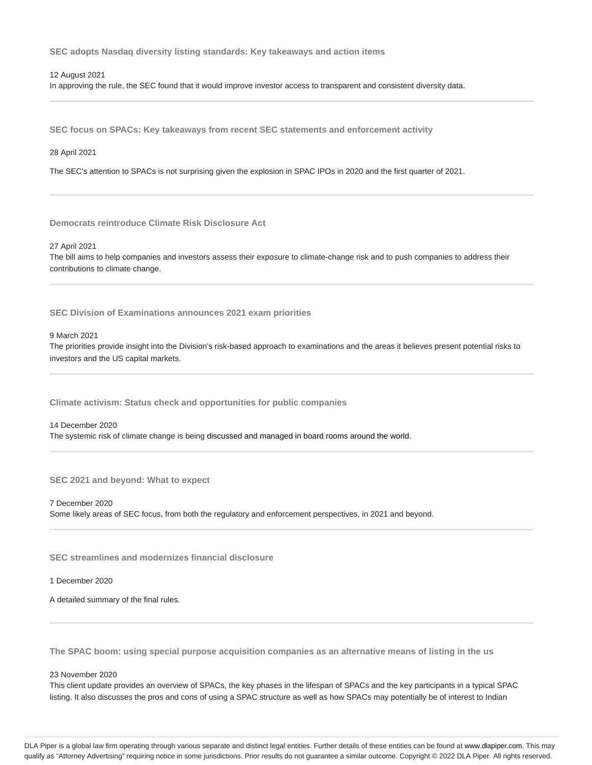### SEC adopts Nasdaq diversity listing standards: Key takeaways and action items

12 August 2021

In approving the rule, the SEC found that it would improve investor access to transparent and consistent diversity data.

---

### SEC focus on SPACs: Key takeaways from recent SEC statements and enforcement activity

28 April 2021

The SEC's attention to SPACs is not surprising given the explosion in SPAC IPOs in 2020 and the first quarter of 2021.

---

### Democrats reintroduce Climate Risk Disclosure Act

27 April 2021

The bill aims to help companies and investors assess their exposure to climate-change risk and to push companies to address their contributions to climate change.

---

### SEC Division of Examinations announces 2021 exam priorities

9 March 2021

The priorities provide insight into the Division's risk-based approach to examinations and the areas it believes present potential risks to investors and the US capital markets.

---

### Climate activism: Status check and opportunities for public companies

14 December 2020

The systemic risk of climate change is being discussed and managed in board rooms around the world.

---

### SEC 2021 and beyond: What to expect

7 December 2020

Some likely areas of SEC focus, from both the regulatory and enforcement perspectives, in 2021 and beyond.

---

### SEC streamlines and modernizes financial disclosure

1 December 2020

A detailed summary of the final rules.

---

### The SPAC boom: using special purpose acquisition companies as an alternative means of listing in the us

23 November 2020

This client update provides an overview of SPACs, the key phases in the lifespan of SPACs and the key participants in a typical SPAC listing. It also discusses the pros and cons of using a SPAC structure as well as how SPACs may potentially be of interest to Indian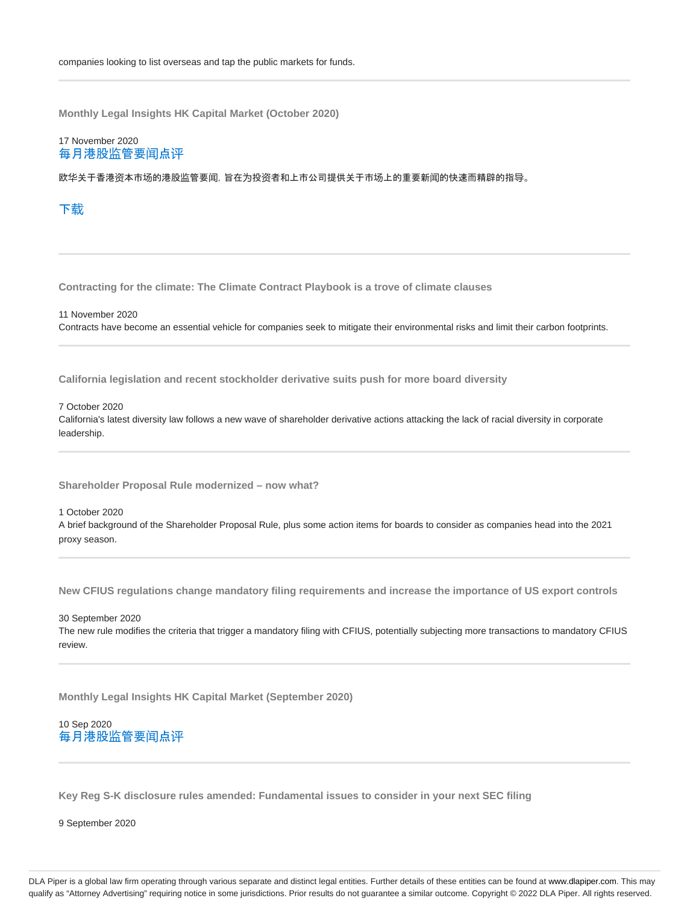companies looking to list overseas and tap the public markets for funds.

---

### Monthly Legal Insights HK Capital Market (October 2020)

17 November 2020
每月港股监管要闻点评

欧华关于香港资本市场的港股监管要闻, 旨在为投资者和上市公司提供关于市场上的重要新闻的快速而精辟的指导。

下载

---

### Contracting for the climate: The Climate Contract Playbook is a trove of climate clauses

11 November 2020
Contracts have become an essential vehicle for companies seek to mitigate their environmental risks and limit their carbon footprints.

---

### California legislation and recent stockholder derivative suits push for more board diversity

7 October 2020
California's latest diversity law follows a new wave of shareholder derivative actions attacking the lack of racial diversity in corporate leadership.

---

### Shareholder Proposal Rule modernized – now what?

1 October 2020
A brief background of the Shareholder Proposal Rule, plus some action items for boards to consider as companies head into the 2021 proxy season.

---

### New CFIUS regulations change mandatory filing requirements and increase the importance of US export controls

30 September 2020
The new rule modifies the criteria that trigger a mandatory filing with CFIUS, potentially subjecting more transactions to mandatory CFIUS review.

---

### Monthly Legal Insights HK Capital Market (September 2020)

10 Sep 2020
每月港股监管要闻点评

---

### Key Reg S-K disclosure rules amended: Fundamental issues to consider in your next SEC filing

9 September 2020

DLA Piper is a global law firm operating through various separate and distinct legal entities. Further details of these entities can be found at www.dlapiper.com. This may qualify as "Attorney Advertising" requiring notice in some jurisdictions. Prior results do not guarantee a similar outcome. Copyright © 2022 DLA Piper. All rights reserved.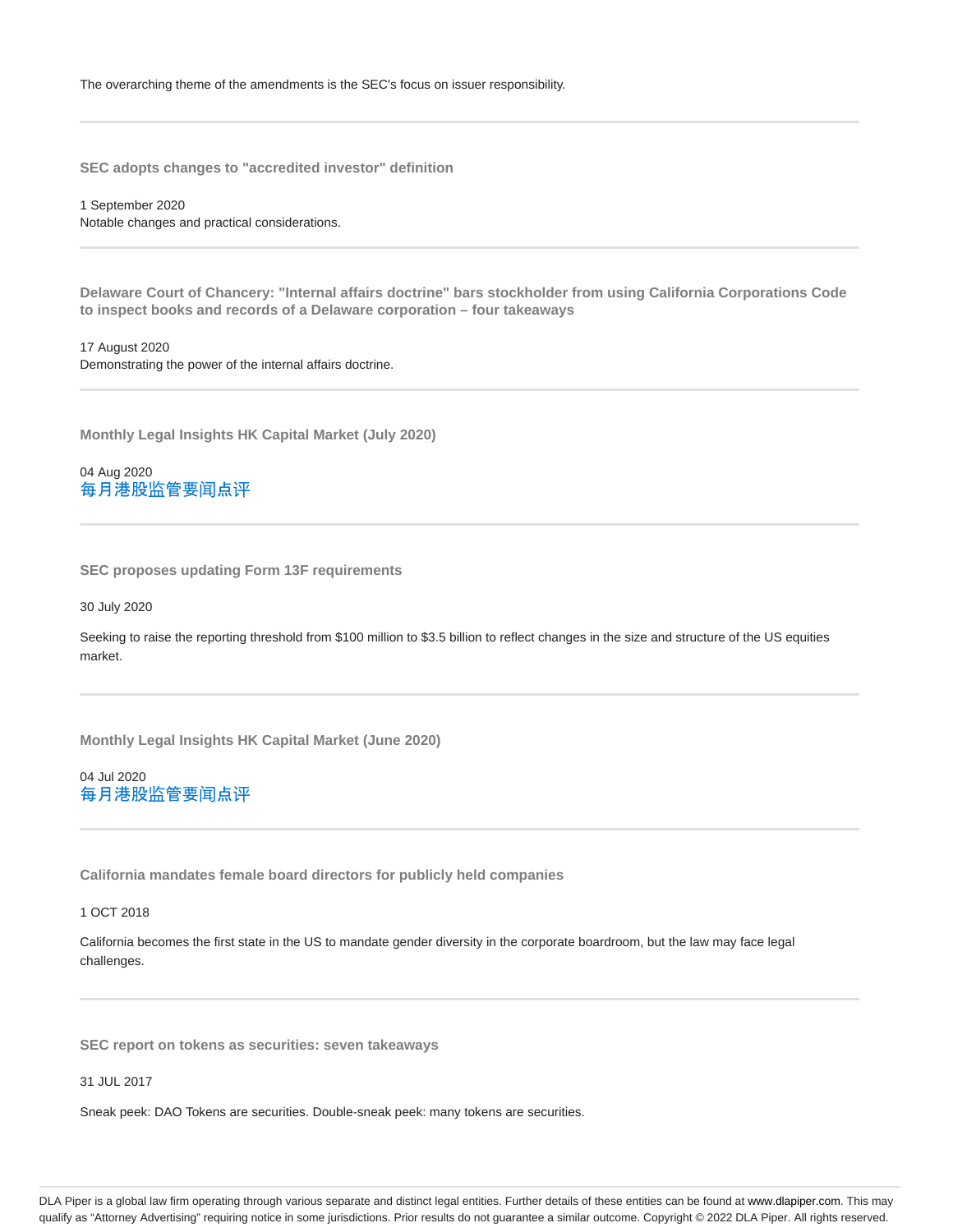The overarching theme of the amendments is the SEC's focus on issuer responsibility.

---

### SEC adopts changes to "accredited investor" definition

1 September 2020
Notable changes and practical considerations.

---

### Delaware Court of Chancery: "Internal affairs doctrine" bars stockholder from using California Corporations Code to inspect books and records of a Delaware corporation – four takeaways

17 August 2020
Demonstrating the power of the internal affairs doctrine.

---

### Monthly Legal Insights HK Capital Market (July 2020)

04 Aug 2020
每月港股监管要闻点评

---

### SEC proposes updating Form 13F requirements

30 July 2020

Seeking to raise the reporting threshold from $100 million to $3.5 billion to reflect changes in the size and structure of the US equities market.

---

### Monthly Legal Insights HK Capital Market (June 2020)

04 Jul 2020
每月港股监管要闻点评

---

### California mandates female board directors for publicly held companies

1 OCT 2018

California becomes the first state in the US to mandate gender diversity in the corporate boardroom, but the law may face legal challenges.

---

### SEC report on tokens as securities: seven takeaways

31 JUL 2017

Sneak peek: DAO Tokens are securities. Double-sneak peek: many tokens are securities.

DLA Piper is a global law firm operating through various separate and distinct legal entities. Further details of these entities can be found at www.dlapiper.com. This may qualify as "Attorney Advertising" requiring notice in some jurisdictions. Prior results do not guarantee a similar outcome. Copyright © 2022 DLA Piper. All rights reserved.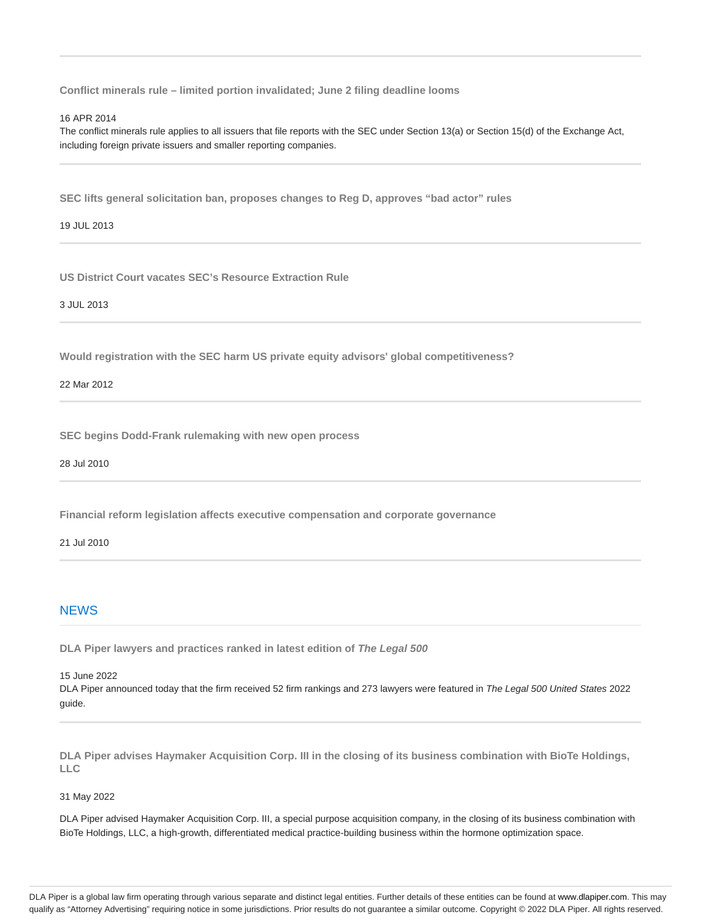**Conflict minerals rule – limited portion invalidated; June 2 filing deadline looms**

16 APR 2014

The conflict minerals rule applies to all issuers that file reports with the SEC under Section 13(a) or Section 15(d) of the Exchange Act, including foreign private issuers and smaller reporting companies.

---

**SEC lifts general solicitation ban, proposes changes to Reg D, approves "bad actor" rules**

19 JUL 2013

---

**US District Court vacates SEC's Resource Extraction Rule**

3 JUL 2013

---

**Would registration with the SEC harm US private equity advisors' global competitiveness?**

22 Mar 2012

---

**SEC begins Dodd-Frank rulemaking with new open process**

28 Jul 2010

---

**Financial reform legislation affects executive compensation and corporate governance**

21 Jul 2010

---

## NEWS

**DLA Piper lawyers and practices ranked in latest edition of *The Legal 500***

15 June 2022

DLA Piper announced today that the firm received 52 firm rankings and 273 lawyers were featured in *The Legal 500 United States* 2022 guide.

---

**DLA Piper advises Haymaker Acquisition Corp. III in the closing of its business combination with BioTe Holdings, LLC**

31 May 2022

DLA Piper advised Haymaker Acquisition Corp. III, a special purpose acquisition company, in the closing of its business combination with BioTe Holdings, LLC, a high-growth, differentiated medical practice-building business within the hormone optimization space.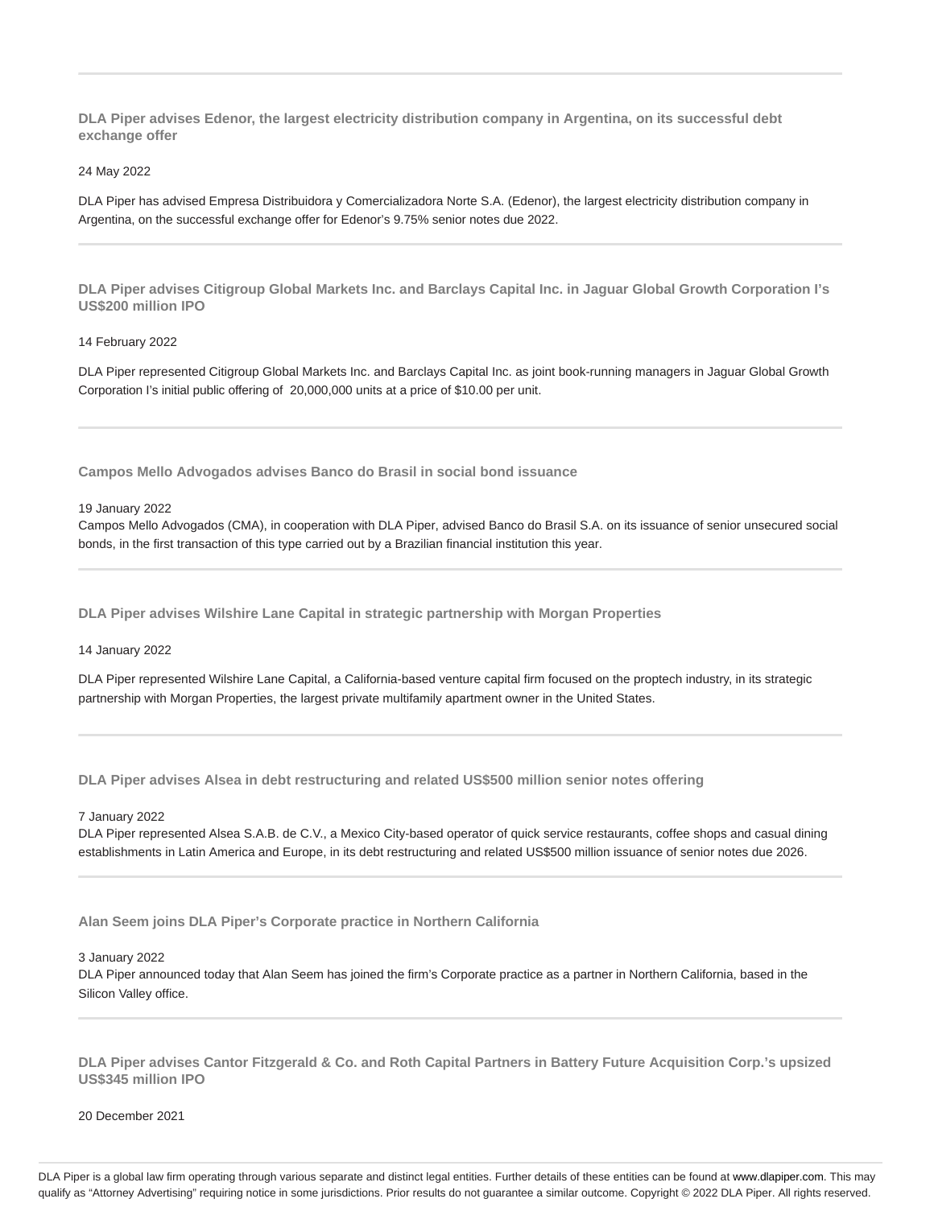---

**DLA Piper advises Edenor, the largest electricity distribution company in Argentina, on its successful debt exchange offer**

24 May 2022

DLA Piper has advised Empresa Distribuidora y Comercializadora Norte S.A. (Edenor), the largest electricity distribution company in Argentina, on the successful exchange offer for Edenor's 9.75% senior notes due 2022.

---

**DLA Piper advises Citigroup Global Markets Inc. and Barclays Capital Inc. in Jaguar Global Growth Corporation I's US$200 million IPO**

14 February 2022

DLA Piper represented Citigroup Global Markets Inc. and Barclays Capital Inc. as joint book-running managers in Jaguar Global Growth Corporation I's initial public offering of 20,000,000 units at a price of $10.00 per unit.

---

**Campos Mello Advogados advises Banco do Brasil in social bond issuance**

19 January 2022

Campos Mello Advogados (CMA), in cooperation with DLA Piper, advised Banco do Brasil S.A. on its issuance of senior unsecured social bonds, in the first transaction of this type carried out by a Brazilian financial institution this year.

---

**DLA Piper advises Wilshire Lane Capital in strategic partnership with Morgan Properties**

14 January 2022

DLA Piper represented Wilshire Lane Capital, a California-based venture capital firm focused on the proptech industry, in its strategic partnership with Morgan Properties, the largest private multifamily apartment owner in the United States.

---

**DLA Piper advises Alsea in debt restructuring and related US$500 million senior notes offering**

7 January 2022

DLA Piper represented Alsea S.A.B. de C.V., a Mexico City-based operator of quick service restaurants, coffee shops and casual dining establishments in Latin America and Europe, in its debt restructuring and related US$500 million issuance of senior notes due 2026.

---

**Alan Seem joins DLA Piper's Corporate practice in Northern California**

3 January 2022

DLA Piper announced today that Alan Seem has joined the firm's Corporate practice as a partner in Northern California, based in the Silicon Valley office.

---

**DLA Piper advises Cantor Fitzgerald & Co. and Roth Capital Partners in Battery Future Acquisition Corp.'s upsized US$345 million IPO**

20 December 2021

DLA Piper is a global law firm operating through various separate and distinct legal entities. Further details of these entities can be found at www.dlapiper.com. This may qualify as "Attorney Advertising" requiring notice in some jurisdictions. Prior results do not guarantee a similar outcome. Copyright © 2022 DLA Piper. All rights reserved.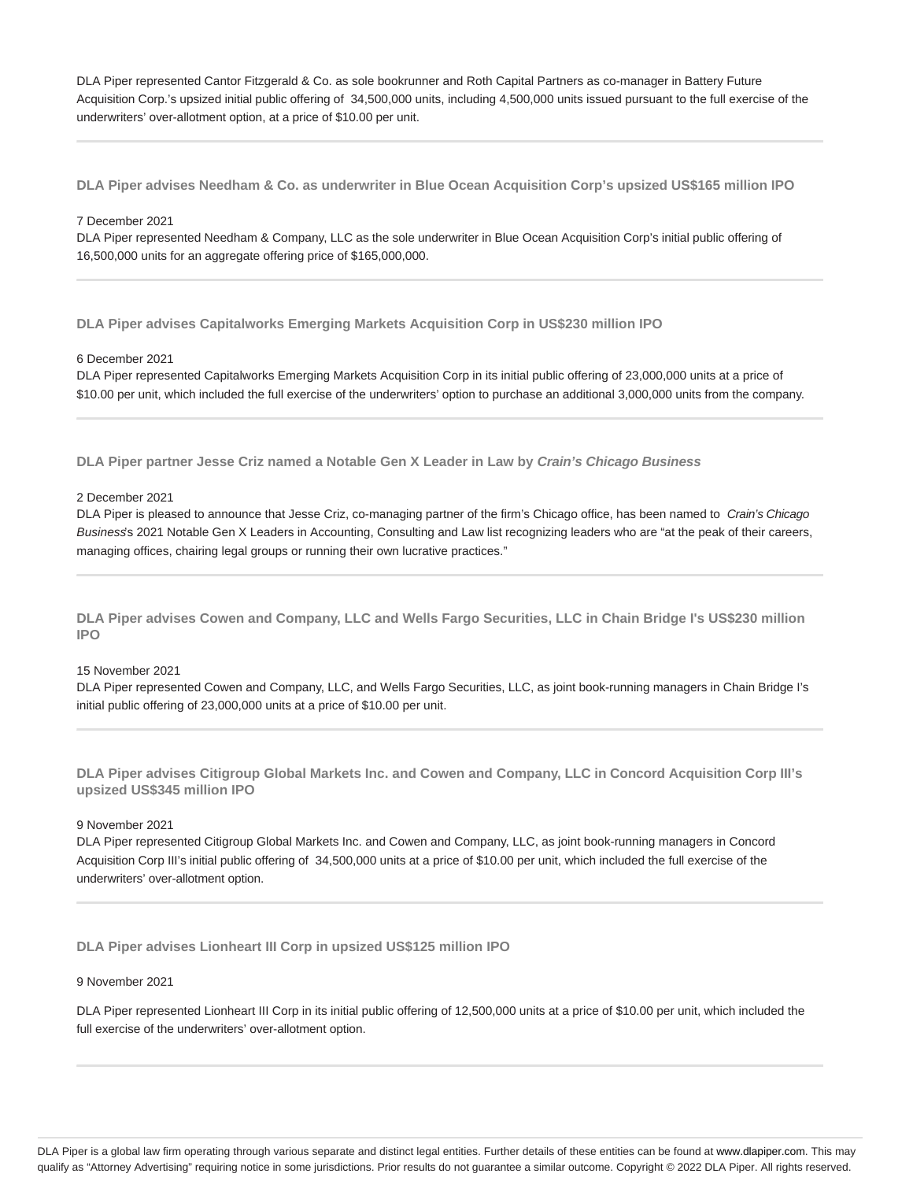DLA Piper represented Cantor Fitzgerald & Co. as sole bookrunner and Roth Capital Partners as co-manager in Battery Future Acquisition Corp.'s upsized initial public offering of 34,500,000 units, including 4,500,000 units issued pursuant to the full exercise of the underwriters' over-allotment option, at a price of $10.00 per unit.

---

### DLA Piper advises Needham & Co. as underwriter in Blue Ocean Acquisition Corp's upsized US$165 million IPO

7 December 2021

DLA Piper represented Needham & Company, LLC as the sole underwriter in Blue Ocean Acquisition Corp's initial public offering of 16,500,000 units for an aggregate offering price of $165,000,000.

---

### DLA Piper advises Capitalworks Emerging Markets Acquisition Corp in US$230 million IPO

6 December 2021

DLA Piper represented Capitalworks Emerging Markets Acquisition Corp in its initial public offering of 23,000,000 units at a price of $10.00 per unit, which included the full exercise of the underwriters' option to purchase an additional 3,000,000 units from the company.

---

### DLA Piper partner Jesse Criz named a Notable Gen X Leader in Law by *Crain's Chicago Business*

2 December 2021

DLA Piper is pleased to announce that Jesse Criz, co-managing partner of the firm's Chicago office, has been named to *Crain's Chicago Business*'s 2021 Notable Gen X Leaders in Accounting, Consulting and Law list recognizing leaders who are "at the peak of their careers, managing offices, chairing legal groups or running their own lucrative practices."

---

### DLA Piper advises Cowen and Company, LLC and Wells Fargo Securities, LLC in Chain Bridge I's US$230 million IPO

15 November 2021

DLA Piper represented Cowen and Company, LLC, and Wells Fargo Securities, LLC, as joint book-running managers in Chain Bridge I's initial public offering of 23,000,000 units at a price of $10.00 per unit.

---

### DLA Piper advises Citigroup Global Markets Inc. and Cowen and Company, LLC in Concord Acquisition Corp III's upsized US$345 million IPO

9 November 2021

DLA Piper represented Citigroup Global Markets Inc. and Cowen and Company, LLC, as joint book-running managers in Concord Acquisition Corp III's initial public offering of 34,500,000 units at a price of $10.00 per unit, which included the full exercise of the underwriters' over-allotment option.

---

### DLA Piper advises Lionheart III Corp in upsized US$125 million IPO

9 November 2021

DLA Piper represented Lionheart III Corp in its initial public offering of 12,500,000 units at a price of $10.00 per unit, which included the full exercise of the underwriters' over-allotment option.

---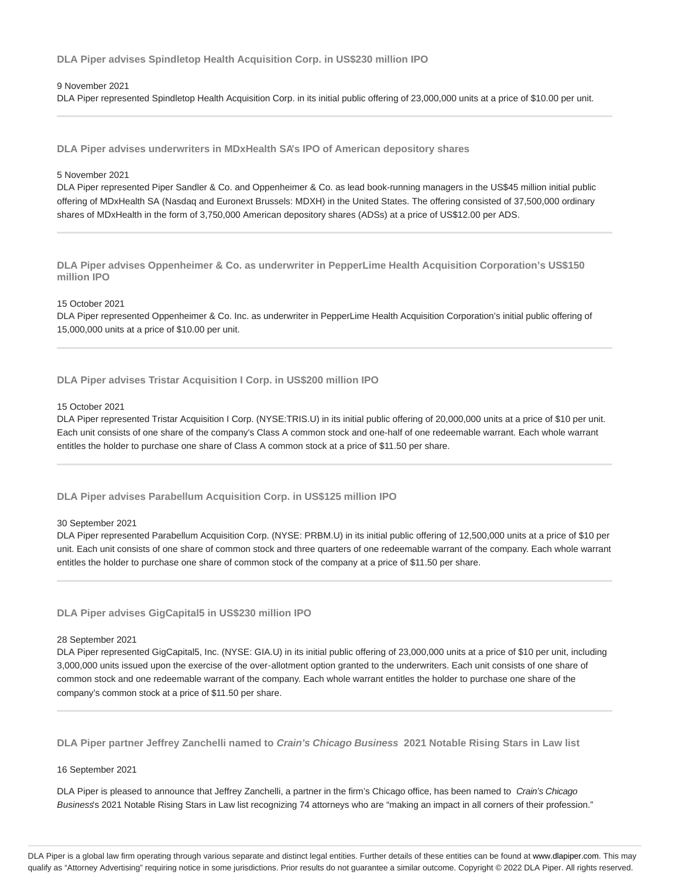### DLA Piper advises Spindletop Health Acquisition Corp. in US$230 million IPO

9 November 2021

DLA Piper represented Spindletop Health Acquisition Corp. in its initial public offering of 23,000,000 units at a price of $10.00 per unit.

---

### DLA Piper advises underwriters in MDxHealth SA's IPO of American depository shares

5 November 2021

DLA Piper represented Piper Sandler & Co. and Oppenheimer & Co. as lead book-running managers in the US$45 million initial public offering of MDxHealth SA (Nasdaq and Euronext Brussels: MDXH) in the United States. The offering consisted of 37,500,000 ordinary shares of MDxHealth in the form of 3,750,000 American depository shares (ADSs) at a price of US$12.00 per ADS.

---

### DLA Piper advises Oppenheimer & Co. as underwriter in PepperLime Health Acquisition Corporation's US$150 million IPO

15 October 2021

DLA Piper represented Oppenheimer & Co. Inc. as underwriter in PepperLime Health Acquisition Corporation's initial public offering of 15,000,000 units at a price of $10.00 per unit.

---

### DLA Piper advises Tristar Acquisition I Corp. in US$200 million IPO

15 October 2021

DLA Piper represented Tristar Acquisition I Corp. (NYSE:TRIS.U) in its initial public offering of 20,000,000 units at a price of $10 per unit. Each unit consists of one share of the company's Class A common stock and one-half of one redeemable warrant. Each whole warrant entitles the holder to purchase one share of Class A common stock at a price of $11.50 per share.

---

### DLA Piper advises Parabellum Acquisition Corp. in US$125 million IPO

30 September 2021

DLA Piper represented Parabellum Acquisition Corp. (NYSE: PRBM.U) in its initial public offering of 12,500,000 units at a price of $10 per unit. Each unit consists of one share of common stock and three quarters of one redeemable warrant of the company. Each whole warrant entitles the holder to purchase one share of common stock of the company at a price of $11.50 per share.

---

### DLA Piper advises GigCapital5 in US$230 million IPO

28 September 2021

DLA Piper represented GigCapital5, Inc. (NYSE: GIA.U) in its initial public offering of 23,000,000 units at a price of $10 per unit, including 3,000,000 units issued upon the exercise of the over-allotment option granted to the underwriters. Each unit consists of one share of common stock and one redeemable warrant of the company. Each whole warrant entitles the holder to purchase one share of the company's common stock at a price of $11.50 per share.

---

### DLA Piper partner Jeffrey Zanchelli named to *Crain's Chicago Business* 2021 Notable Rising Stars in Law list

16 September 2021

DLA Piper is pleased to announce that Jeffrey Zanchelli, a partner in the firm's Chicago office, has been named to *Crain's Chicago Business*'s 2021 Notable Rising Stars in Law list recognizing 74 attorneys who are "making an impact in all corners of their profession."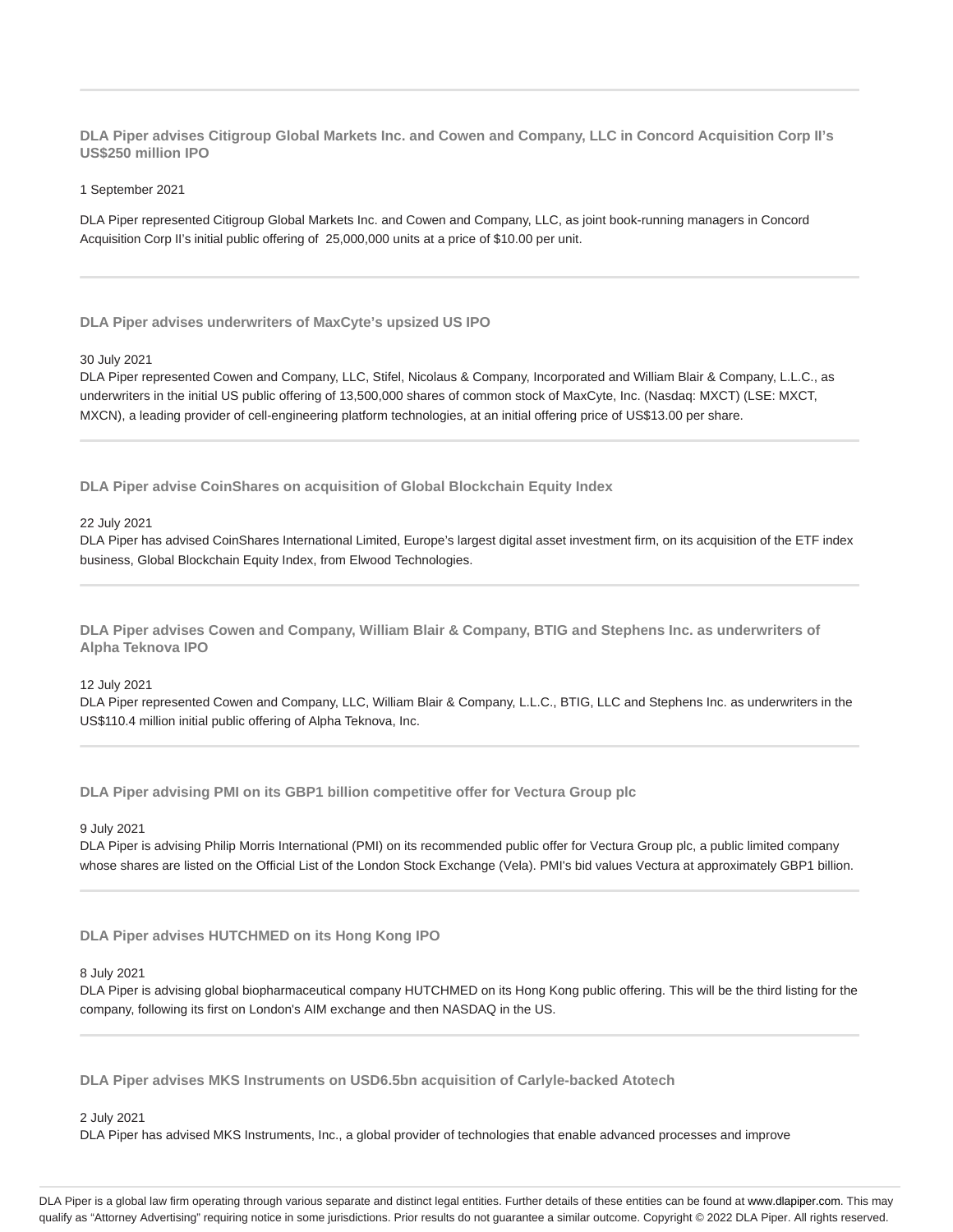### DLA Piper advises Citigroup Global Markets Inc. and Cowen and Company, LLC in Concord Acquisition Corp II's US$250 million IPO

1 September 2021

DLA Piper represented Citigroup Global Markets Inc. and Cowen and Company, LLC, as joint book-running managers in Concord Acquisition Corp II's initial public offering of 25,000,000 units at a price of $10.00 per unit.

---

### DLA Piper advises underwriters of MaxCyte's upsized US IPO

30 July 2021

DLA Piper represented Cowen and Company, LLC, Stifel, Nicolaus & Company, Incorporated and William Blair & Company, L.L.C., as underwriters in the initial US public offering of 13,500,000 shares of common stock of MaxCyte, Inc. (Nasdaq: MXCT) (LSE: MXCT, MXCN), a leading provider of cell-engineering platform technologies, at an initial offering price of US$13.00 per share.

---

### DLA Piper advise CoinShares on acquisition of Global Blockchain Equity Index

22 July 2021

DLA Piper has advised CoinShares International Limited, Europe's largest digital asset investment firm, on its acquisition of the ETF index business, Global Blockchain Equity Index, from Elwood Technologies.

---

### DLA Piper advises Cowen and Company, William Blair & Company, BTIG and Stephens Inc. as underwriters of Alpha Teknova IPO

12 July 2021

DLA Piper represented Cowen and Company, LLC, William Blair & Company, L.L.C., BTIG, LLC and Stephens Inc. as underwriters in the US$110.4 million initial public offering of Alpha Teknova, Inc.

---

### DLA Piper advising PMI on its GBP1 billion competitive offer for Vectura Group plc

9 July 2021

DLA Piper is advising Philip Morris International (PMI) on its recommended public offer for Vectura Group plc, a public limited company whose shares are listed on the Official List of the London Stock Exchange (Vela). PMI's bid values Vectura at approximately GBP1 billion.

---

### DLA Piper advises HUTCHMED on its Hong Kong IPO

8 July 2021

DLA Piper is advising global biopharmaceutical company HUTCHMED on its Hong Kong public offering. This will be the third listing for the company, following its first on London's AIM exchange and then NASDAQ in the US.

---

### DLA Piper advises MKS Instruments on USD6.5bn acquisition of Carlyle-backed Atotech

2 July 2021

DLA Piper has advised MKS Instruments, Inc., a global provider of technologies that enable advanced processes and improve

DLA Piper is a global law firm operating through various separate and distinct legal entities. Further details of these entities can be found at www.dlapiper.com. This may qualify as "Attorney Advertising" requiring notice in some jurisdictions. Prior results do not guarantee a similar outcome. Copyright © 2022 DLA Piper. All rights reserved.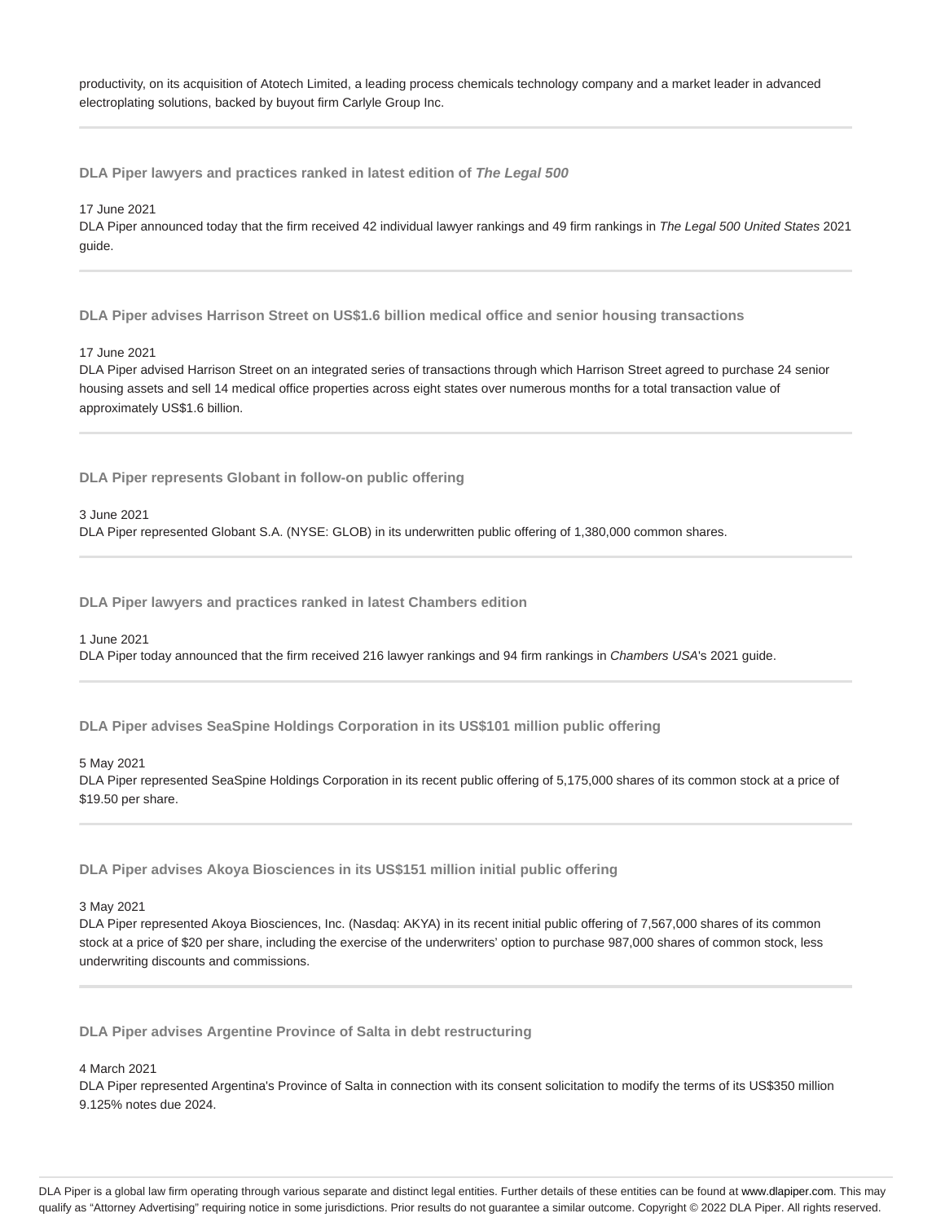productivity, on its acquisition of Atotech Limited, a leading process chemicals technology company and a market leader in advanced electroplating solutions, backed by buyout firm Carlyle Group Inc.

---

**DLA Piper lawyers and practices ranked in latest edition of *The Legal 500***

17 June 2021
DLA Piper announced today that the firm received 42 individual lawyer rankings and 49 firm rankings in *The Legal 500 United States* 2021 guide.

---

**DLA Piper advises Harrison Street on US$1.6 billion medical office and senior housing transactions**

17 June 2021
DLA Piper advised Harrison Street on an integrated series of transactions through which Harrison Street agreed to purchase 24 senior housing assets and sell 14 medical office properties across eight states over numerous months for a total transaction value of approximately US$1.6 billion.

---

**DLA Piper represents Globant in follow-on public offering**

3 June 2021
DLA Piper represented Globant S.A. (NYSE: GLOB) in its underwritten public offering of 1,380,000 common shares.

---

**DLA Piper lawyers and practices ranked in latest Chambers edition**

1 June 2021
DLA Piper today announced that the firm received 216 lawyer rankings and 94 firm rankings in *Chambers USA*'s 2021 guide.

---

**DLA Piper advises SeaSpine Holdings Corporation in its US$101 million public offering**

5 May 2021
DLA Piper represented SeaSpine Holdings Corporation in its recent public offering of 5,175,000 shares of its common stock at a price of $19.50 per share.

---

**DLA Piper advises Akoya Biosciences in its US$151 million initial public offering**

3 May 2021
DLA Piper represented Akoya Biosciences, Inc. (Nasdaq: AKYA) in its recent initial public offering of 7,567,000 shares of its common stock at a price of $20 per share, including the exercise of the underwriters' option to purchase 987,000 shares of common stock, less underwriting discounts and commissions.

---

**DLA Piper advises Argentine Province of Salta in debt restructuring**

4 March 2021
DLA Piper represented Argentina's Province of Salta in connection with its consent solicitation to modify the terms of its US$350 million 9.125% notes due 2024.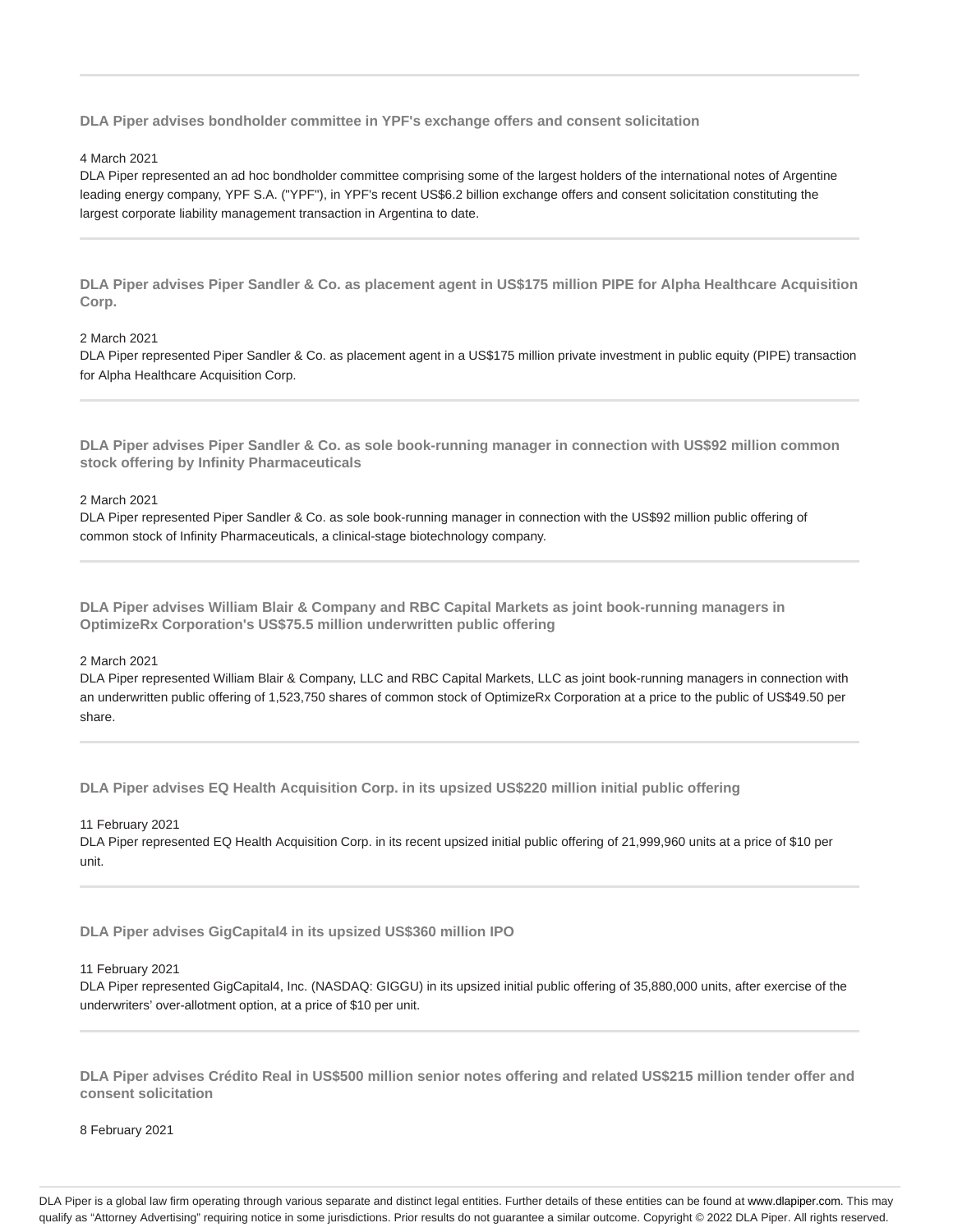### DLA Piper advises bondholder committee in YPF's exchange offers and consent solicitation

4 March 2021

DLA Piper represented an ad hoc bondholder committee comprising some of the largest holders of the international notes of Argentine leading energy company, YPF S.A. ("YPF"), in YPF's recent US$6.2 billion exchange offers and consent solicitation constituting the largest corporate liability management transaction in Argentina to date.

### DLA Piper advises Piper Sandler & Co. as placement agent in US$175 million PIPE for Alpha Healthcare Acquisition Corp.

2 March 2021

DLA Piper represented Piper Sandler & Co. as placement agent in a US$175 million private investment in public equity (PIPE) transaction for Alpha Healthcare Acquisition Corp.

### DLA Piper advises Piper Sandler & Co. as sole book-running manager in connection with US$92 million common stock offering by Infinity Pharmaceuticals

2 March 2021

DLA Piper represented Piper Sandler & Co. as sole book-running manager in connection with the US$92 million public offering of common stock of Infinity Pharmaceuticals, a clinical-stage biotechnology company.

### DLA Piper advises William Blair & Company and RBC Capital Markets as joint book-running managers in OptimizeRx Corporation's US$75.5 million underwritten public offering

2 March 2021

DLA Piper represented William Blair & Company, LLC and RBC Capital Markets, LLC as joint book-running managers in connection with an underwritten public offering of 1,523,750 shares of common stock of OptimizeRx Corporation at a price to the public of US$49.50 per share.

### DLA Piper advises EQ Health Acquisition Corp. in its upsized US$220 million initial public offering

11 February 2021

DLA Piper represented EQ Health Acquisition Corp. in its recent upsized initial public offering of 21,999,960 units at a price of $10 per unit.

### DLA Piper advises GigCapital4 in its upsized US$360 million IPO

11 February 2021

DLA Piper represented GigCapital4, Inc. (NASDAQ: GIGGU) in its upsized initial public offering of 35,880,000 units, after exercise of the underwriters' over-allotment option, at a price of $10 per unit.

### DLA Piper advises Crédito Real in US$500 million senior notes offering and related US$215 million tender offer and consent solicitation

8 February 2021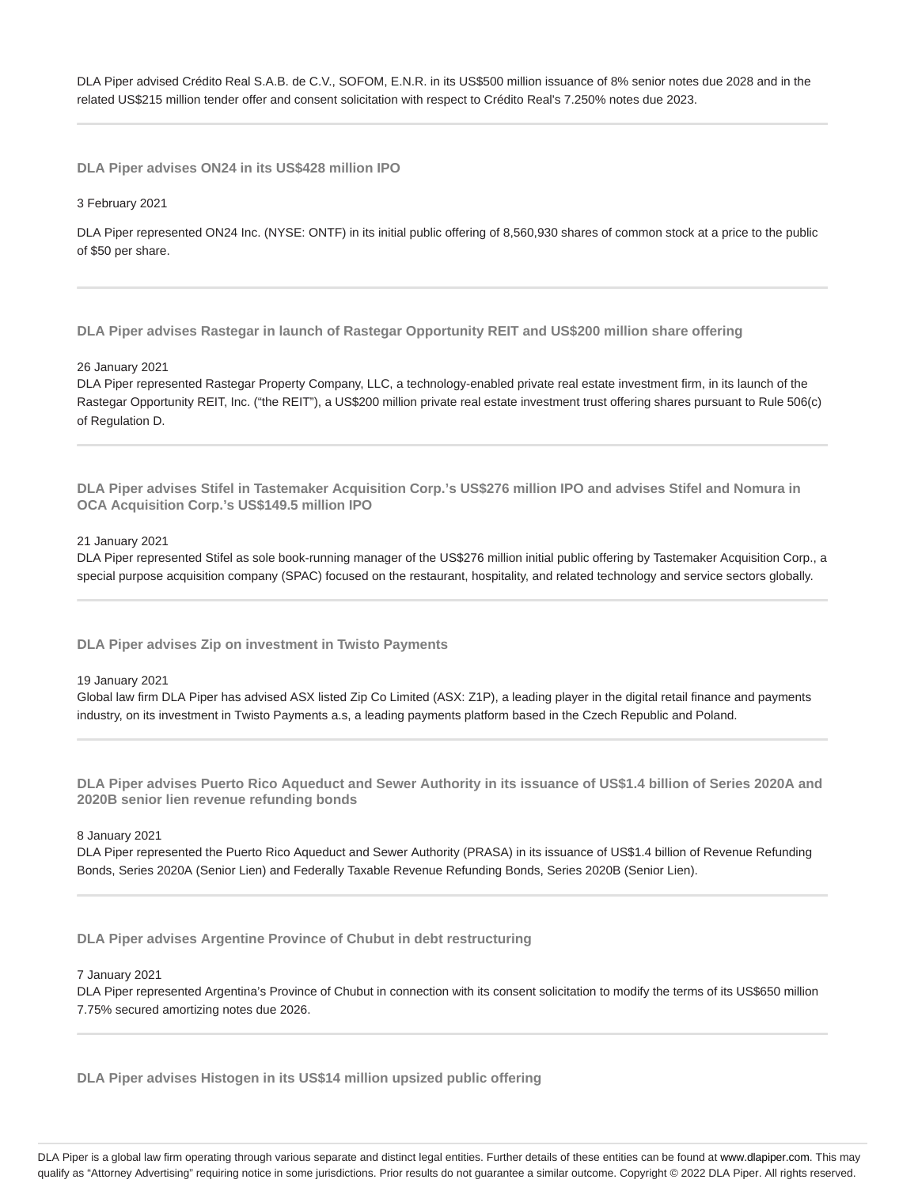DLA Piper advised Crédito Real S.A.B. de C.V., SOFOM, E.N.R. in its US$500 million issuance of 8% senior notes due 2028 and in the related US$215 million tender offer and consent solicitation with respect to Crédito Real's 7.250% notes due 2023.

---

### DLA Piper advises ON24 in its US$428 million IPO

3 February 2021

DLA Piper represented ON24 Inc. (NYSE: ONTF) in its initial public offering of 8,560,930 shares of common stock at a price to the public of $50 per share.

---

### DLA Piper advises Rastegar in launch of Rastegar Opportunity REIT and US$200 million share offering

26 January 2021

DLA Piper represented Rastegar Property Company, LLC, a technology-enabled private real estate investment firm, in its launch of the Rastegar Opportunity REIT, Inc. ("the REIT"), a US$200 million private real estate investment trust offering shares pursuant to Rule 506(c) of Regulation D.

---

### DLA Piper advises Stifel in Tastemaker Acquisition Corp.'s US$276 million IPO and advises Stifel and Nomura in OCA Acquisition Corp.'s US$149.5 million IPO

21 January 2021

DLA Piper represented Stifel as sole book-running manager of the US$276 million initial public offering by Tastemaker Acquisition Corp., a special purpose acquisition company (SPAC) focused on the restaurant, hospitality, and related technology and service sectors globally.

---

### DLA Piper advises Zip on investment in Twisto Payments

19 January 2021

Global law firm DLA Piper has advised ASX listed Zip Co Limited (ASX: Z1P), a leading player in the digital retail finance and payments industry, on its investment in Twisto Payments a.s, a leading payments platform based in the Czech Republic and Poland.

---

### DLA Piper advises Puerto Rico Aqueduct and Sewer Authority in its issuance of US$1.4 billion of Series 2020A and 2020B senior lien revenue refunding bonds

8 January 2021

DLA Piper represented the Puerto Rico Aqueduct and Sewer Authority (PRASA) in its issuance of US$1.4 billion of Revenue Refunding Bonds, Series 2020A (Senior Lien) and Federally Taxable Revenue Refunding Bonds, Series 2020B (Senior Lien).

---

### DLA Piper advises Argentine Province of Chubut in debt restructuring

7 January 2021

DLA Piper represented Argentina's Province of Chubut in connection with its consent solicitation to modify the terms of its US$650 million 7.75% secured amortizing notes due 2026.

---

### DLA Piper advises Histogen in its US$14 million upsized public offering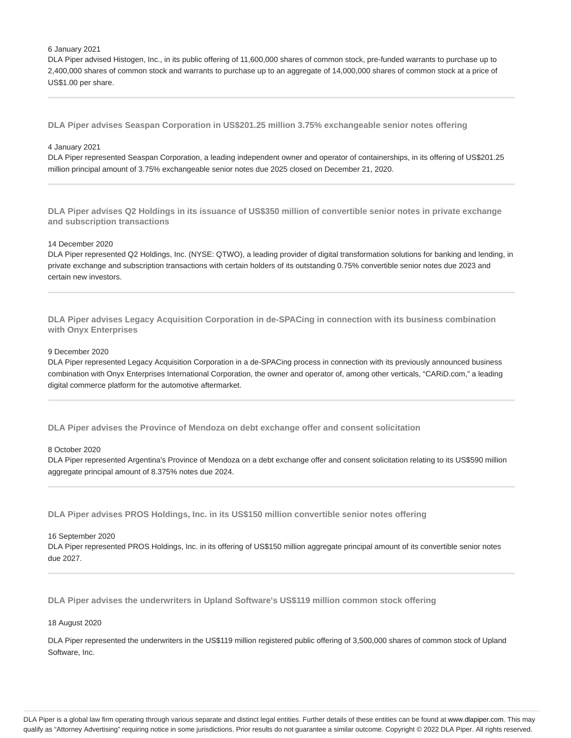6 January 2021

DLA Piper advised Histogen, Inc., in its public offering of 11,600,000 shares of common stock, pre-funded warrants to purchase up to 2,400,000 shares of common stock and warrants to purchase up to an aggregate of 14,000,000 shares of common stock at a price of US$1.00 per share.

---

### DLA Piper advises Seaspan Corporation in US$201.25 million 3.75% exchangeable senior notes offering

4 January 2021

DLA Piper represented Seaspan Corporation, a leading independent owner and operator of containerships, in its offering of US$201.25 million principal amount of 3.75% exchangeable senior notes due 2025 closed on December 21, 2020.

---

### DLA Piper advises Q2 Holdings in its issuance of US$350 million of convertible senior notes in private exchange and subscription transactions

14 December 2020

DLA Piper represented Q2 Holdings, Inc. (NYSE: QTWO), a leading provider of digital transformation solutions for banking and lending, in private exchange and subscription transactions with certain holders of its outstanding 0.75% convertible senior notes due 2023 and certain new investors.

---

### DLA Piper advises Legacy Acquisition Corporation in de-SPACing in connection with its business combination with Onyx Enterprises

9 December 2020

DLA Piper represented Legacy Acquisition Corporation in a de-SPACing process in connection with its previously announced business combination with Onyx Enterprises International Corporation, the owner and operator of, among other verticals, "CARiD.com," a leading digital commerce platform for the automotive aftermarket.

---

### DLA Piper advises the Province of Mendoza on debt exchange offer and consent solicitation

8 October 2020

DLA Piper represented Argentina's Province of Mendoza on a debt exchange offer and consent solicitation relating to its US$590 million aggregate principal amount of 8.375% notes due 2024.

---

### DLA Piper advises PROS Holdings, Inc. in its US$150 million convertible senior notes offering

16 September 2020

DLA Piper represented PROS Holdings, Inc. in its offering of US$150 million aggregate principal amount of its convertible senior notes due 2027.

---

### DLA Piper advises the underwriters in Upland Software's US$119 million common stock offering

18 August 2020

DLA Piper represented the underwriters in the US$119 million registered public offering of 3,500,000 shares of common stock of Upland Software, Inc.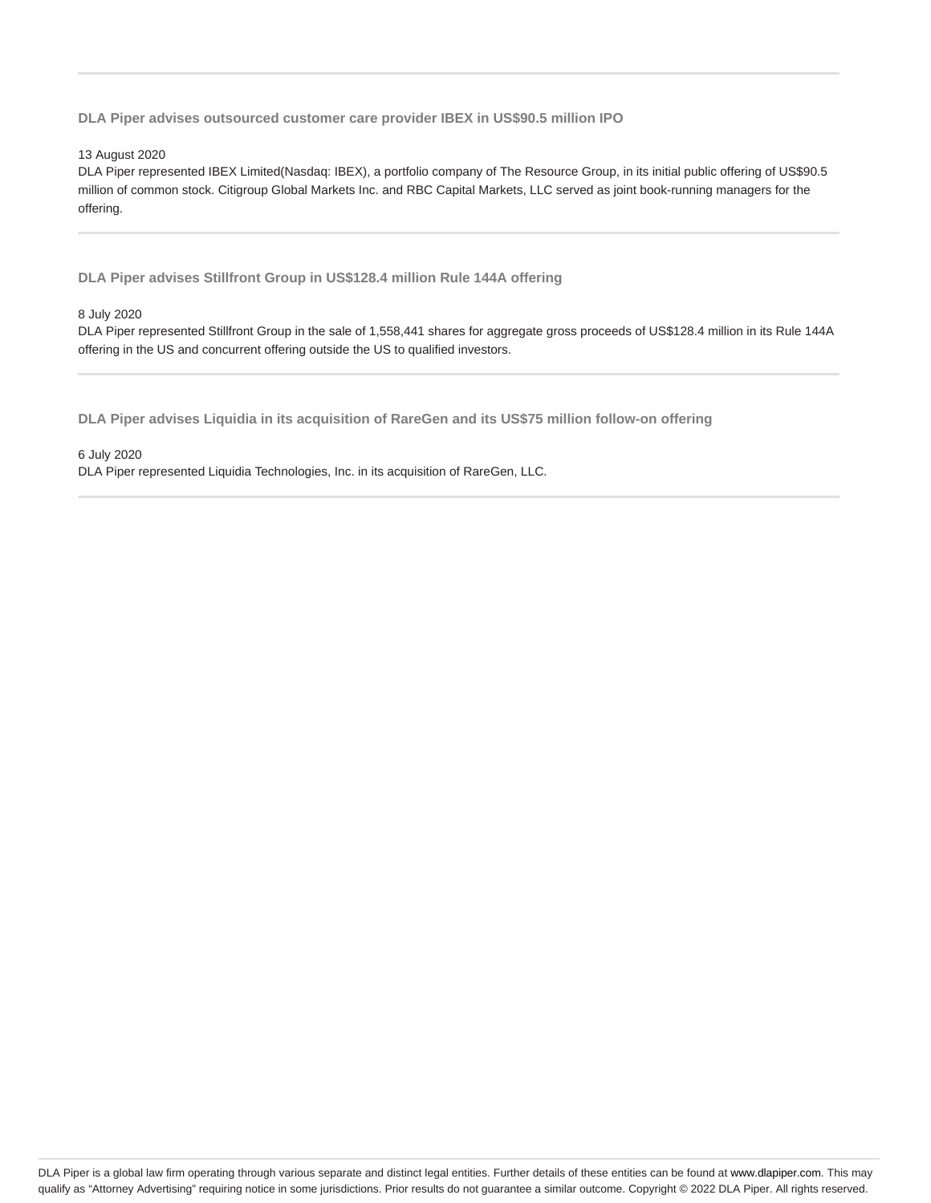---

**DLA Piper advises outsourced customer care provider IBEX in US$90.5 million IPO**

13 August 2020

DLA Piper represented IBEX Limited(Nasdaq: IBEX), a portfolio company of The Resource Group, in its initial public offering of US$90.5 million of common stock. Citigroup Global Markets Inc. and RBC Capital Markets, LLC served as joint book-running managers for the offering.

---

**DLA Piper advises Stillfront Group in US$128.4 million Rule 144A offering**

8 July 2020

DLA Piper represented Stillfront Group in the sale of 1,558,441 shares for aggregate gross proceeds of US$128.4 million in its Rule 144A offering in the US and concurrent offering outside the US to qualified investors.

---

**DLA Piper advises Liquidia in its acquisition of RareGen and its US$75 million follow-on offering**

6 July 2020

DLA Piper represented Liquidia Technologies, Inc. in its acquisition of RareGen, LLC.

---

DLA Piper is a global law firm operating through various separate and distinct legal entities. Further details of these entities can be found at www.dlapiper.com. This may qualify as "Attorney Advertising" requiring notice in some jurisdictions. Prior results do not guarantee a similar outcome. Copyright © 2022 DLA Piper. All rights reserved.